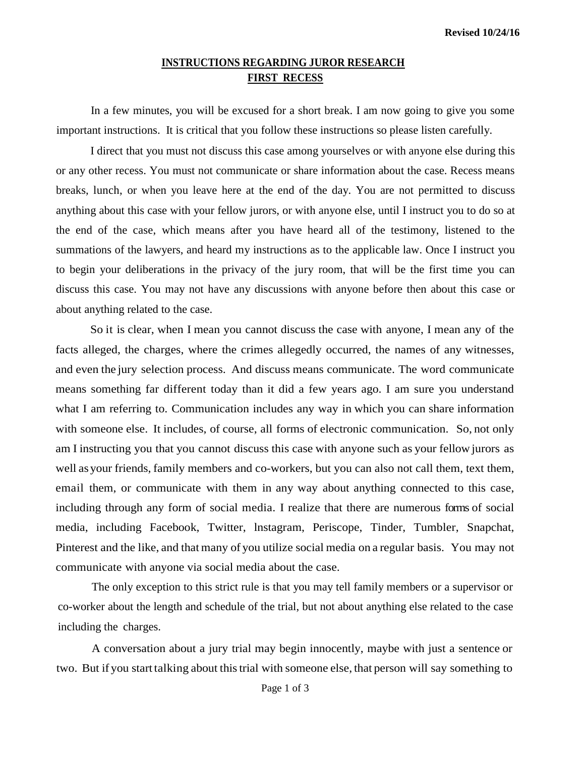Revised 10/24/16

# INSTRUCTIONS REGARDING JUROR RESEARCH
## FIRST RECESS

In a few minutes, you will be excused for a short break. I am now going to give you some important instructions. It is critical that you follow these instructions so please listen carefully.

I direct that you must not discuss this case among yourselves or with anyone else during this or any other recess. You must not communicate or share information about the case. Recess means breaks, lunch, or when you leave here at the end of the day. You are not permitted to discuss anything about this case with your fellow jurors, or with anyone else, until I instruct you to do so at the end of the case, which means after you have heard all of the testimony, listened to the summations of the lawyers, and heard my instructions as to the applicable law. Once I instruct you to begin your deliberations in the privacy of the jury room, that will be the first time you can discuss this case. You may not have any discussions with anyone before then about this case or about anything related to the case.

So it is clear, when I mean you cannot discuss the case with anyone, I mean any of the facts alleged, the charges, where the crimes allegedly occurred, the names of any witnesses, and even the jury selection process. And discuss means communicate. The word communicate means something far different today than it did a few years ago. I am sure you understand what I am referring to. Communication includes any way in which you can share information with someone else. It includes, of course, all forms of electronic communication. So, not only am I instructing you that you cannot discuss this case with anyone such as your fellow jurors as well as your friends, family members and co-workers, but you can also not call them, text them, email them, or communicate with them in any way about anything connected to this case, including through any form of social media. I realize that there are numerous forms of social media, including Facebook, Twitter, lnstagram, Periscope, Tinder, Tumbler, Snapchat, Pinterest and the like, and that many of you utilize social media on a regular basis. You may not communicate with anyone via social media about the case.

The only exception to this strict rule is that you may tell family members or a supervisor or co-worker about the length and schedule of the trial, but not about anything else related to the case including the charges.

A conversation about a jury trial may begin innocently, maybe with just a sentence or two. But if you start talking about this trial with someone else, that person will say something to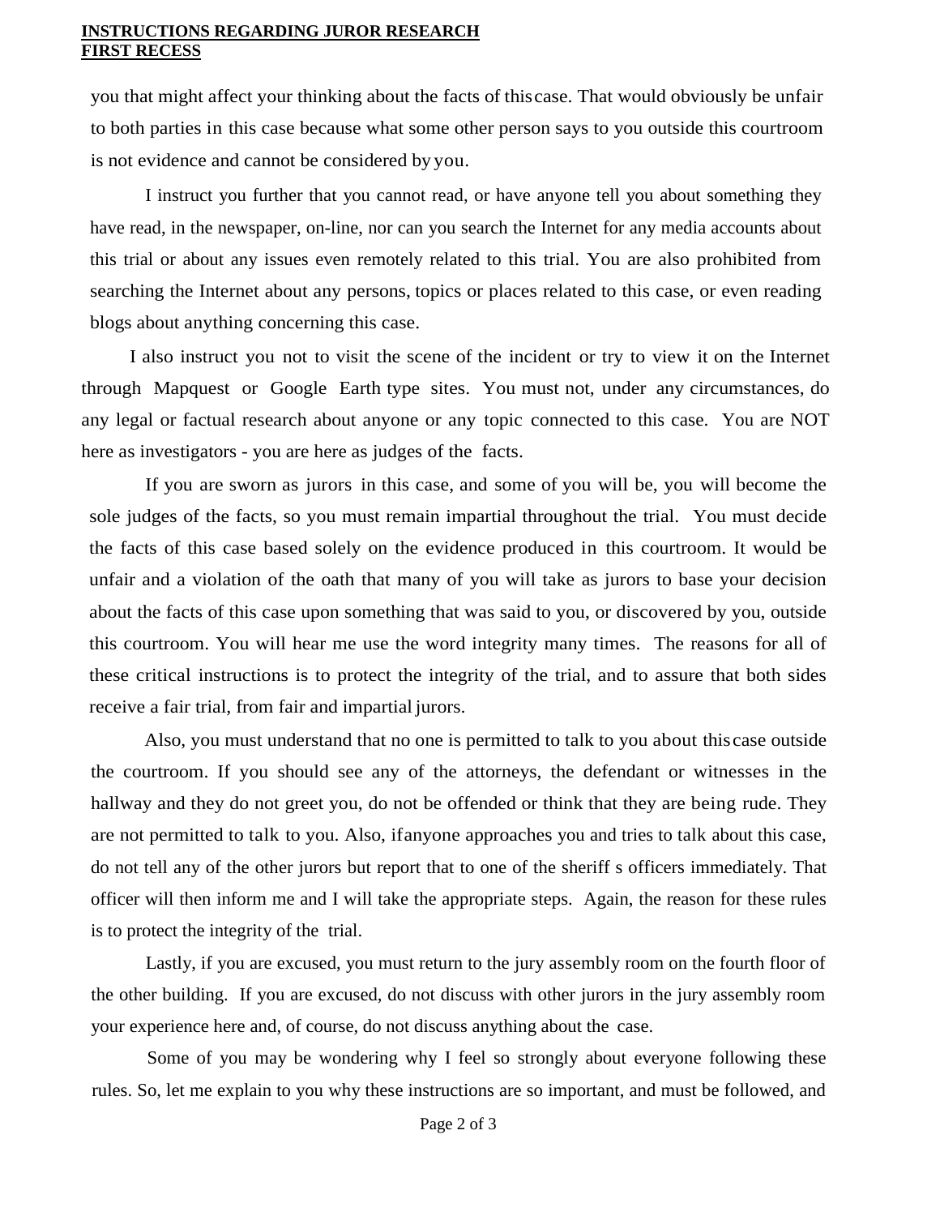you that might affect your thinking about the facts of this case. That would obviously be unfair to both parties in this case because what some other person says to you outside this courtroom is not evidence and cannot be considered by you.

I instruct you further that you cannot read, or have anyone tell you about something they have read, in the newspaper, on-line, nor can you search the Internet for any media accounts about this trial or about any issues even remotely related to this trial. You are also prohibited from searching the Internet about any persons, topics or places related to this case, or even reading blogs about anything concerning this case.

I also instruct you not to visit the scene of the incident or try to view it on the Internet through Mapquest or Google Earth type sites. You must not, under any circumstances, do any legal or factual research about anyone or any topic connected to this case. You are NOT here as investigators - you are here as judges of the facts.

If you are sworn as jurors in this case, and some of you will be, you will become the sole judges of the facts, so you must remain impartial throughout the trial. You must decide the facts of this case based solely on the evidence produced in this courtroom. It would be unfair and a violation of the oath that many of you will take as jurors to base your decision about the facts of this case upon something that was said to you, or discovered by you, outside this courtroom. You will hear me use the word integrity many times. The reasons for all of these critical instructions is to protect the integrity of the trial, and to assure that both sides receive a fair trial, from fair and impartial jurors.

Also, you must understand that no one is permitted to talk to you about this case outside the courtroom. If you should see any of the attorneys, the defendant or witnesses in the hallway and they do not greet you, do not be offended or think that they are being rude. They are not permitted to talk to you. Also, if anyone approaches you and tries to talk about this case, do not tell any of the other jurors but report that to one of the sheriff s officers immediately. That officer will then inform me and I will take the appropriate steps. Again, the reason for these rules is to protect the integrity of the trial.

Lastly, if you are excused, you must return to the jury assembly room on the fourth floor of the other building. If you are excused, do not discuss with other jurors in the jury assembly room your experience here and, of course, do not discuss anything about the case.

Some of you may be wondering why I feel so strongly about everyone following these rules. So, let me explain to you why these instructions are so important, and must be followed, and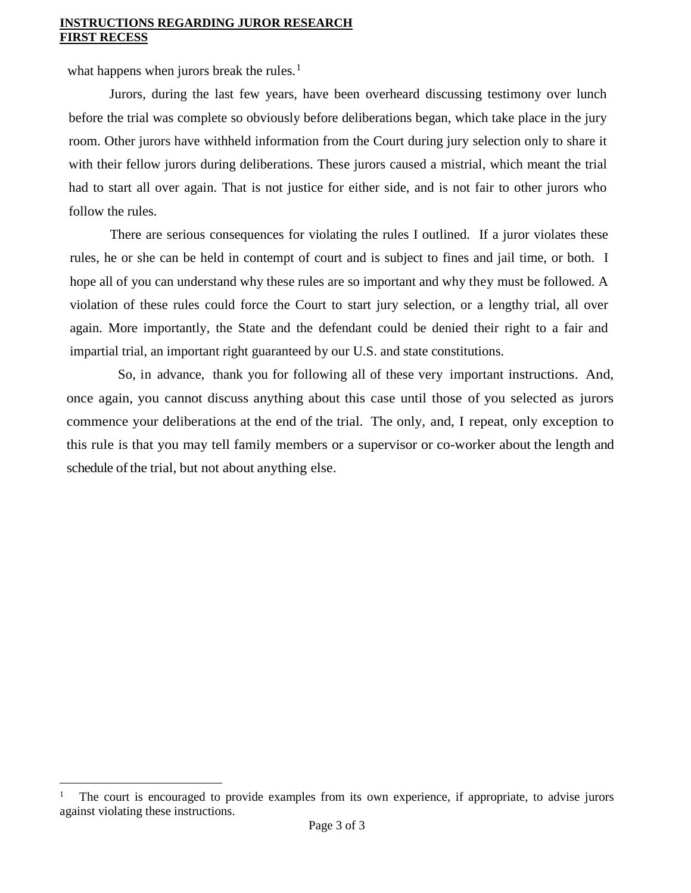what happens when jurors break the rules.[1]

Jurors, during the last few years, have been overheard discussing testimony over lunch before the trial was complete so obviously before deliberations began, which take place in the jury room. Other jurors have withheld information from the Court during jury selection only to share it with their fellow jurors during deliberations. These jurors caused a mistrial, which meant the trial had to start all over again. That is not justice for either side, and is not fair to other jurors who follow the rules.

There are serious consequences for violating the rules I outlined. If a juror violates these rules, he or she can be held in contempt of court and is subject to fines and jail time, or both. I hope all of you can understand why these rules are so important and why they must be followed. A violation of these rules could force the Court to start jury selection, or a lengthy trial, all over again. More importantly, the State and the defendant could be denied their right to a fair and impartial trial, an important right guaranteed by our U.S. and state constitutions.

So, in advance, thank you for following all of these very important instructions. And, once again, you cannot discuss anything about this case until those of you selected as jurors commence your deliberations at the end of the trial. The only, and, I repeat, only exception to this rule is that you may tell family members or a supervisor or co-worker about the length and schedule of the trial, but not about anything else.

---

[1] The court is encouraged to provide examples from its own experience, if appropriate, to advise jurors against violating these instructions.